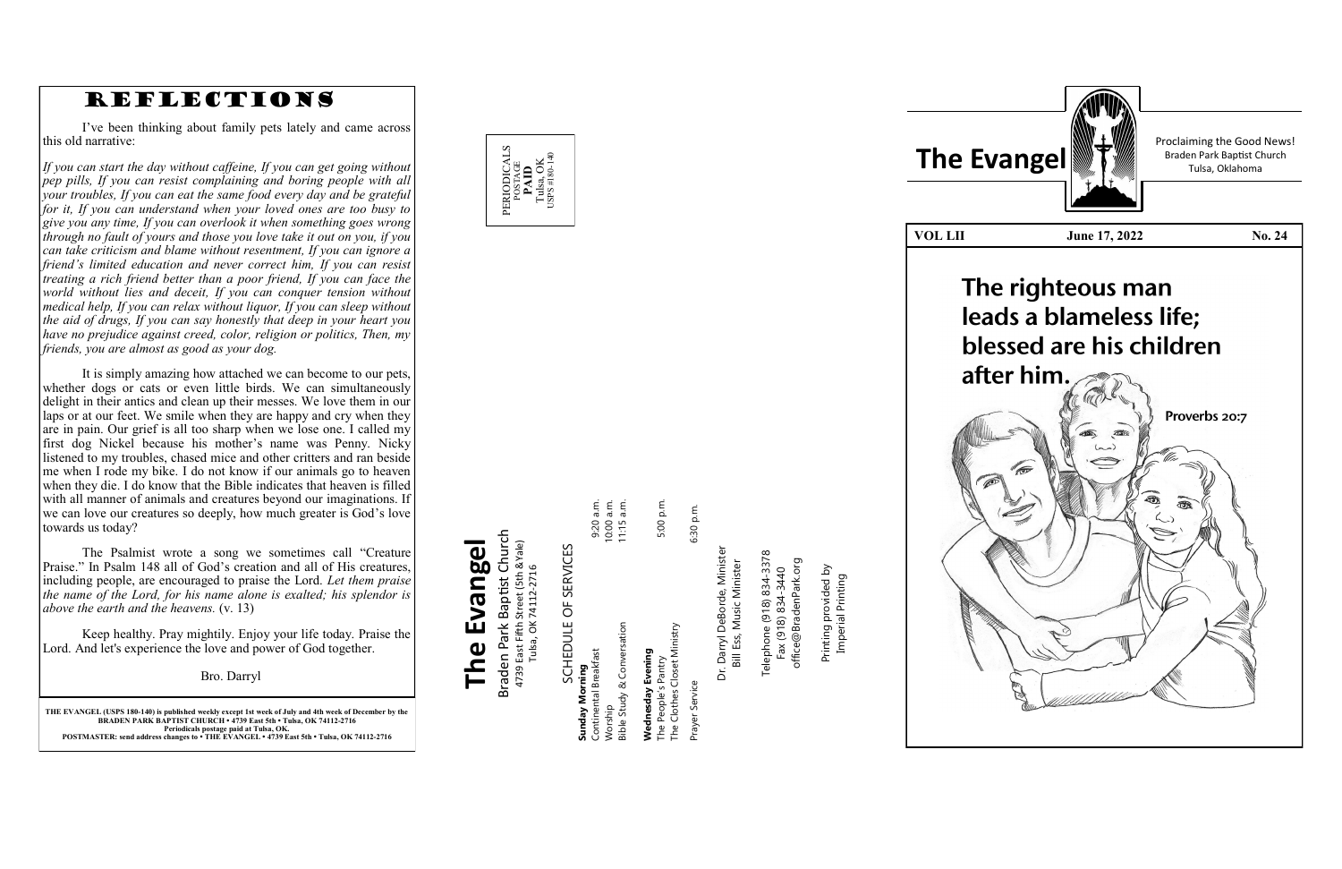# REFLECTIONS

I've been thinking about family pets lately and came across this old narrative:

*If you can start the day without caffeine, If you can get going without pep pills, If you can resist complaining and boring people with all your troubles, If you can eat the same food every day and be grateful for it, If you can understand when your loved ones are too busy to give you any time, If you can overlook it when something goes wrong through no fault of yours and those you love take it out on you, if you can take criticism and blame without resentment, If you can ignore a friend's limited education and never correct him, If you can resist treating a rich friend better than a poor friend, If you can face the world without lies and deceit, If you can conquer tension without medical help, If you can relax without liquor, If you can sleep without the aid of drugs, If you can say honestly that deep in your heart you have no prejudice against creed, color, religion or politics, Then, my friends, you are almost as good as your dog.*

It is simply amazing how attached we can become to our pets, whether dogs or cats or even little birds. We can simultaneously delight in their antics and clean up their messes. We love them in our laps or at our feet. We smile when they are happy and cry when they are in pain. Our grief is all too sharp when we lose one. I called my first dog Nickel because his mother's name was Penny. Nicky listened to my troubles, chased mice and other critters and ran beside me when I rode my bike. I do not know if our animals go to heaven when they die. I do know that the Bible indicates that heaven is filled with all manner of animals and creatures beyond our imaginations. If we can love our creatures so deeply, how much greater is God's love towards us today?

The Psalmist wrote a song we sometimes call "Creature Praise." In Psalm 148 all of God's creation and all of His creatures, including people, are encouraged to praise the Lord. *Let them praise the name of the Lord, for his name alone is exalted; his splendor is above the earth and the heavens.* (v. 13)

Keep healthy. Pray mightily. Enjoy your life today. Praise the Lord. And let's experience the love and power of God together.

Bro. Darryl

**THE EVANGEL (USPS 180-140) is published weekly except 1st week of July and 4th week of December by the BRADEN PARK BAPTIST CHURCH • 4739 East 5th • Tulsa, OK 74112-2716**
**Periodicals postage paid at Tulsa, OK.**
**POSTMASTER: send address changes to • THE EVANGEL • 4739 East 5th • Tulsa, OK 74112-2716**

PERIODICALS POSTAGE **PAID** Tulsa, OK USPS #180-140

# The Evangel

Braden Park Baptist Church
4739 East Fifth Street (5th & Yale)
Tulsa, OK 74112-2716

## SCHEDULE OF SERVICES

**Sunday Morning**

| | |
|---|---|
| Continental Breakfast | 9:20 a.m. |
| Worship | 10:00 a.m. |
| Bible Study & Conversation | 11:15 a.m. |

**Wednesday Evening**

| | |
|---|---|
| The People's Pantry | 5:00 p.m. |
| The Clothes Closet Ministry | |
| Prayer Service | 6:30 p.m. |

Dr. Darryl DeBorde, Minister
Bill Ess, Music Minister

Telephone (918) 834-3378
Fax (918) 834-3440
office@BradenPark.org

Printing provided by
Imperial Printing

# The Evangel

Proclaiming the Good News!
Braden Park Baptist Church
Tulsa, Oklahoma

**VOL LII** | **June 17, 2022** | **No. 24**

## The righteous man leads a blameless life; blessed are his children after him.

Proverbs 20:7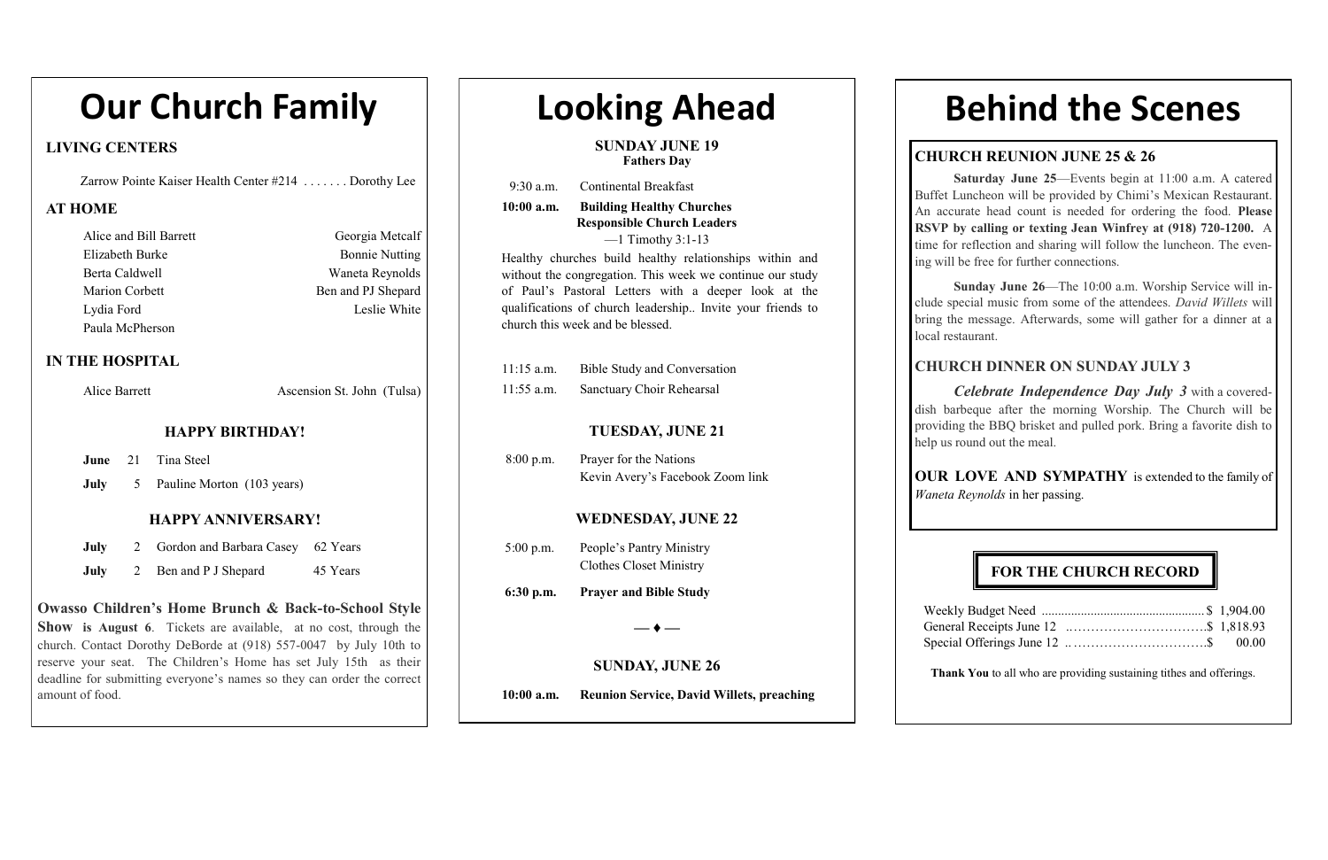# Our Church Family

## LIVING CENTERS

Zarrow Pointe Kaiser Health Center #214 . . . . . . . Dorothy Lee

## AT HOME

Alice and Bill Barrett
Elizabeth Burke
Berta Caldwell
Marion Corbett
Lydia Ford
Paula McPherson
Georgia Metcalf
Bonnie Nutting
Waneta Reynolds
Ben and PJ Shepard
Leslie White

## IN THE HOSPITAL

Alice Barrett — Ascension St. John (Tulsa)

### HAPPY BIRTHDAY!

**June** 21 Tina Steel
**July** 5 Pauline Morton (103 years)

### HAPPY ANNIVERSARY!

**July** 2 Gordon and Barbara Casey 62 Years
**July** 2 Ben and P J Shepard 45 Years

**Owasso Children's Home Brunch & Back-to-School Style Show is August 6**. Tickets are available, at no cost, through the church. Contact Dorothy DeBorde at (918) 557-0047 by July 10th to reserve your seat. The Children's Home has set July 15th as their deadline for submitting everyone's names so they can order the correct amount of food.

# Looking Ahead

### SUNDAY JUNE 19
**Fathers Day**

9:30 a.m. Continental Breakfast

**10:00 a.m. Building Healthy Churches**
**Responsible Church Leaders**
—1 Timothy 3:1-13

Healthy churches build healthy relationships within and without the congregation. This week we continue our study of Paul's Pastoral Letters with a deeper look at the qualifications of church leadership.. Invite your friends to church this week and be blessed.

11:15 a.m. Bible Study and Conversation
11:55 a.m. Sanctuary Choir Rehearsal

### TUESDAY, JUNE 21

8:00 p.m. Prayer for the Nations
Kevin Avery's Facebook Zoom link

### WEDNESDAY, JUNE 22

5:00 p.m. People's Pantry Ministry
Clothes Closet Ministry

**6:30 p.m. Prayer and Bible Study**

— ♦ —

### SUNDAY, JUNE 26

**10:00 a.m. Reunion Service, David Willets, preaching**

# Behind the Scenes

## CHURCH REUNION JUNE 25 & 26

**Saturday June 25**—Events begin at 11:00 a.m. A catered Buffet Luncheon will be provided by Chimi's Mexican Restaurant. An accurate head count is needed for ordering the food. **Please RSVP by calling or texting Jean Winfrey at (918) 720-1200.** A time for reflection and sharing will follow the luncheon. The evening will be free for further connections.

**Sunday June 26**—The 10:00 a.m. Worship Service will include special music from some of the attendees. *David Willets* will bring the message. Afterwards, some will gather for a dinner at a local restaurant.

## CHURCH DINNER ON SUNDAY JULY 3

***Celebrate Independence Day July 3*** with a covered-dish barbeque after the morning Worship. The Church will be providing the BBQ brisket and pulled pork. Bring a favorite dish to help us round out the meal.

**OUR LOVE AND SYMPATHY** is extended to the family of *Waneta Reynolds* in her passing.

### FOR THE CHURCH RECORD

| | |
|---|---|
| Weekly Budget Need | $ 1,904.00 |
| General Receipts June 12 | $ 1,818.93 |
| Special Offerings June 12 | $ 00.00 |

**Thank You** to all who are providing sustaining tithes and offerings.